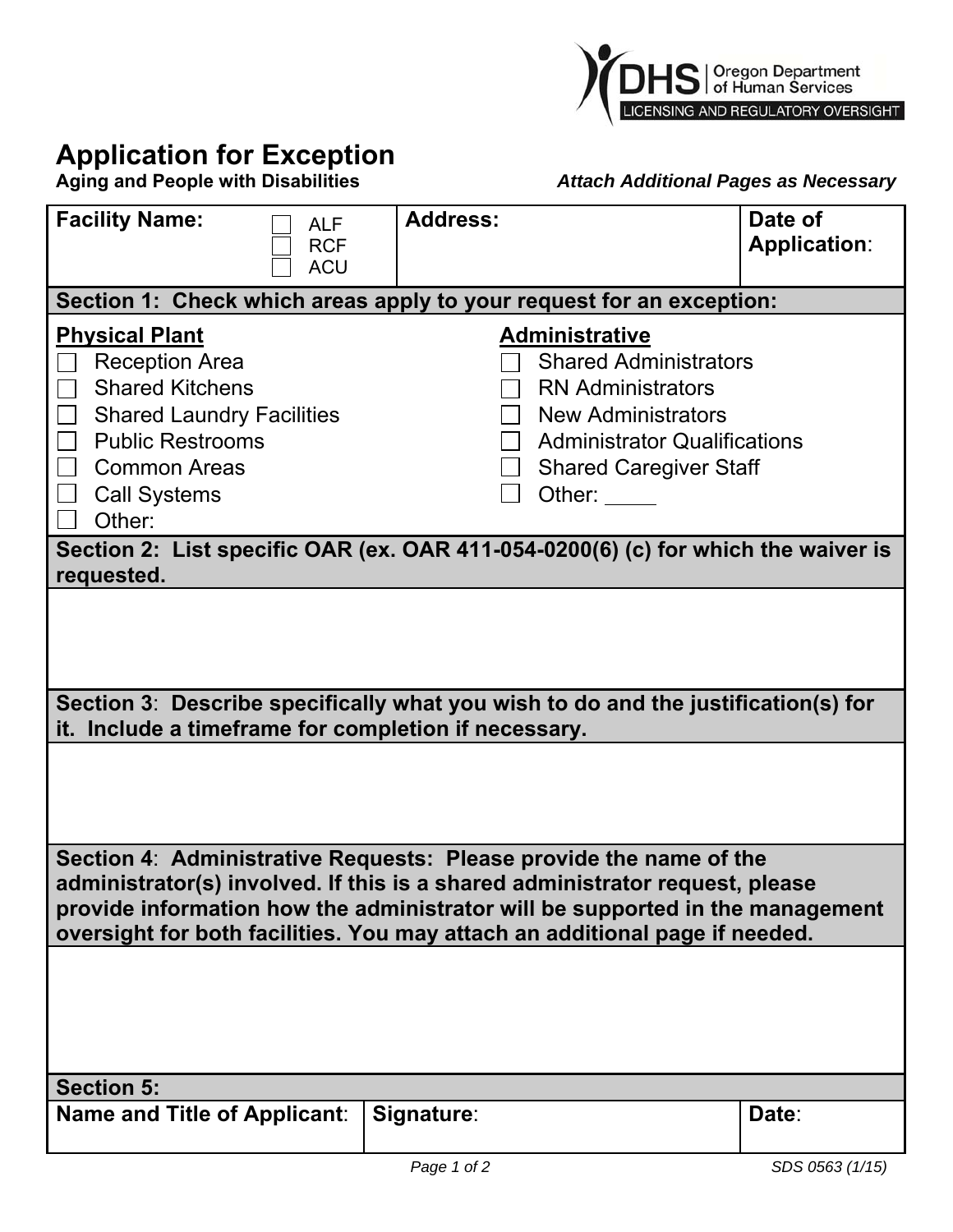DHS | Oregon Department of Human Services
LICENSING AND REGULATORY OVERSIGHT

# Application for Exception

**Aging and People with Disabilities** ***Attach Additional Pages as Necessary***

| **Facility Name:** ☐ ALF ☐ RCF ☐ ACU | **Address:** | **Date of Application**: |
|---|---|---|

**Section 1: Check which areas apply to your request for an exception:**

**Physical Plant**

- ☐ Reception Area
- ☐ Shared Kitchens
- ☐ Shared Laundry Facilities
- ☐ Public Restrooms
- ☐ Common Areas
- ☐ Call Systems
- ☐ Other:

**Administrative**

- ☐ Shared Administrators
- ☐ RN Administrators
- ☐ New Administrators
- ☐ Administrator Qualifications
- ☐ Shared Caregiver Staff
- ☐ Other: _____

**Section 2: List specific OAR (ex. OAR 411-054-0200(6) (c) for which the waiver is requested.**

**Section 3**: **Describe specifically what you wish to do and the justification(s) for it. Include a timeframe for completion if necessary.**

**Section 4**: **Administrative Requests: Please provide the name of the administrator(s) involved. If this is a shared administrator request, please provide information how the administrator will be supported in the management oversight for both facilities. You may attach an additional page if needed.**

**Section 5:**

| **Name and Title of Applicant**: | **Signature**: | **Date**: |
|---|---|---|

SDS 0563 (1/15)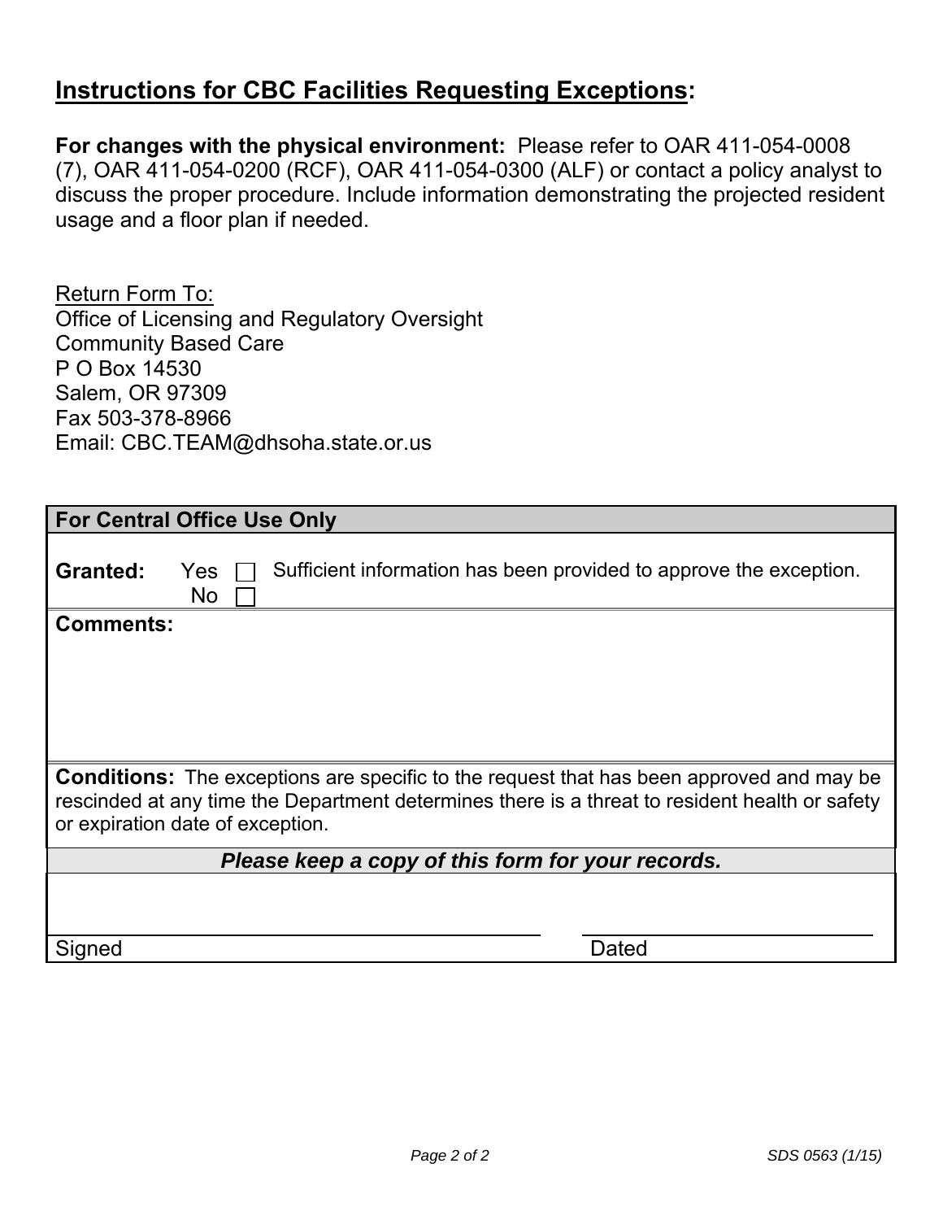## Instructions for CBC Facilities Requesting Exceptions:

**For changes with the physical environment:** Please refer to OAR 411-054-0008 (7), OAR 411-054-0200 (RCF), OAR 411-054-0300 (ALF) or contact a policy analyst to discuss the proper procedure. Include information demonstrating the projected resident usage and a floor plan if needed.

Return Form To:
Office of Licensing and Regulatory Oversight
Community Based Care
P O Box 14530
Salem, OR 97309
Fax 503-378-8966
Email: CBC.TEAM@dhsoha.state.or.us

| For Central Office Use Only |
|---|
| **Granted:** Yes ☐ No ☐ Sufficient information has been provided to approve the exception. |
| **Comments:** |
| **Conditions:** The exceptions are specific to the request that has been approved and may be rescinded at any time the Department determines there is a threat to resident health or safety or expiration date of exception. |
| ***Please keep a copy of this form for your records.*** |
| Signed \_\_\_\_\_\_\_\_\_\_\_\_\_\_\_\_\_\_\_\_ Dated \_\_\_\_\_\_\_\_\_\_\_\_ |

SDS 0563 (1/15)